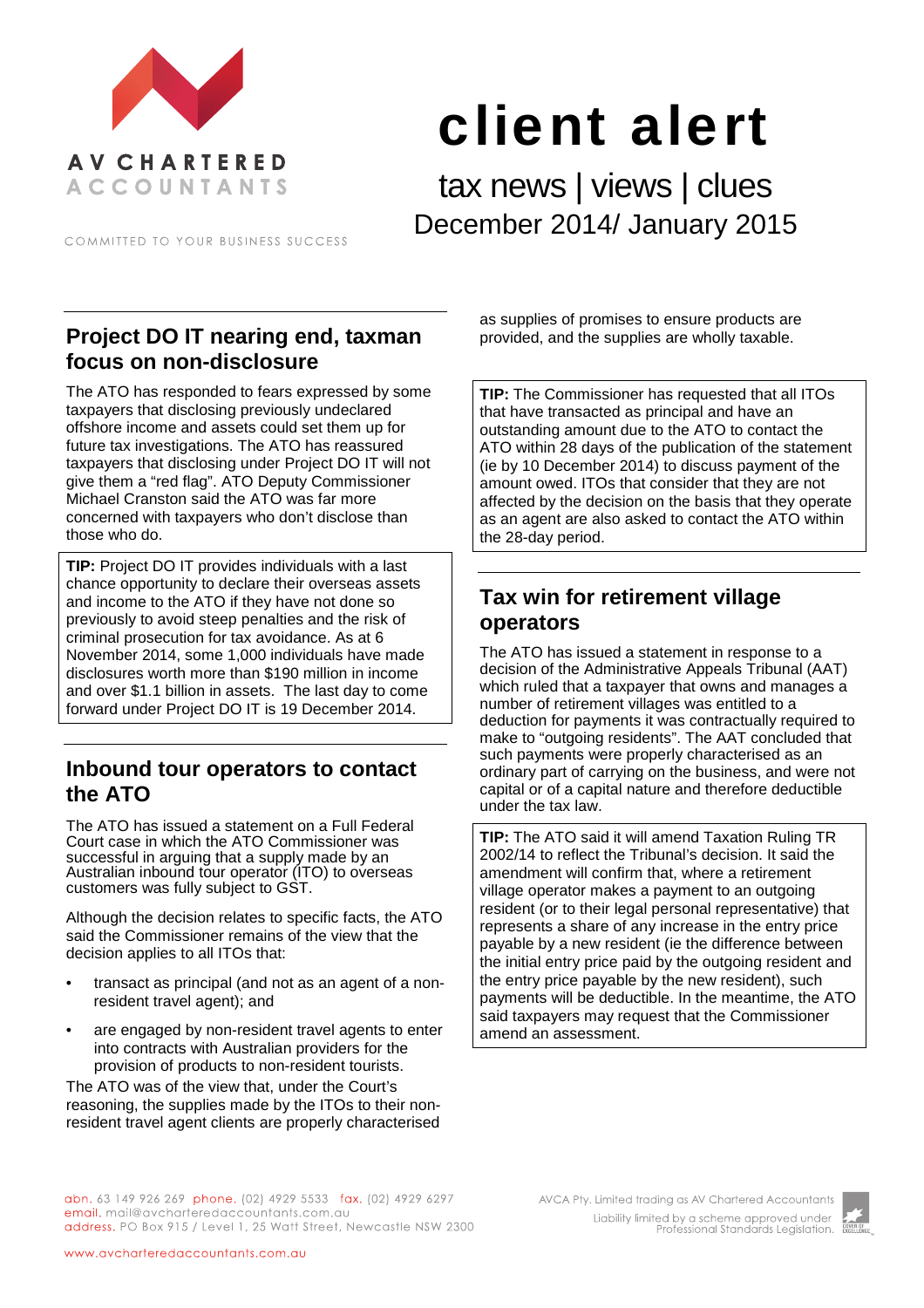AV CHARTERED ACCOUNTANTS

COMMITTED TO YOUR BUSINESS SUCCESS

# client alert

tax news | views | clues

December 2014/ January 2015

## Project DO IT nearing end, taxman focus on non-disclosure

The ATO has responded to fears expressed by some taxpayers that disclosing previously undeclared offshore income and assets could set them up for future tax investigations. The ATO has reassured taxpayers that disclosing under Project DO IT will not give them a "red flag". ATO Deputy Commissioner Michael Cranston said the ATO was far more concerned with taxpayers who don't disclose than those who do.

**TIP:** Project DO IT provides individuals with a last chance opportunity to declare their overseas assets and income to the ATO if they have not done so previously to avoid steep penalties and the risk of criminal prosecution for tax avoidance. As at 6 November 2014, some 1,000 individuals have made disclosures worth more than $190 million in income and over $1.1 billion in assets. The last day to come forward under Project DO IT is 19 December 2014.

## Inbound tour operators to contact the ATO

The ATO has issued a statement on a Full Federal Court case in which the ATO Commissioner was successful in arguing that a supply made by an Australian inbound tour operator (ITO) to overseas customers was fully subject to GST.

Although the decision relates to specific facts, the ATO said the Commissioner remains of the view that the decision applies to all ITOs that:

- transact as principal (and not as an agent of a non-resident travel agent); and
- are engaged by non-resident travel agents to enter into contracts with Australian providers for the provision of products to non-resident tourists.

The ATO was of the view that, under the Court's reasoning, the supplies made by the ITOs to their non-resident travel agent clients are properly characterised as supplies of promises to ensure products are provided, and the supplies are wholly taxable.

**TIP:** The Commissioner has requested that all ITOs that have transacted as principal and have an outstanding amount due to the ATO to contact the ATO within 28 days of the publication of the statement (ie by 10 December 2014) to discuss payment of the amount owed. ITOs that consider that they are not affected by the decision on the basis that they operate as an agent are also asked to contact the ATO within the 28-day period.

## Tax win for retirement village operators

The ATO has issued a statement in response to a decision of the Administrative Appeals Tribunal (AAT) which ruled that a taxpayer that owns and manages a number of retirement villages was entitled to a deduction for payments it was contractually required to make to "outgoing residents". The AAT concluded that such payments were properly characterised as an ordinary part of carrying on the business, and were not capital or of a capital nature and therefore deductible under the tax law.

**TIP:** The ATO said it will amend Taxation Ruling TR 2002/14 to reflect the Tribunal's decision. It said the amendment will confirm that, where a retirement village operator makes a payment to an outgoing resident (or to their legal personal representative) that represents a share of any increase in the entry price payable by a new resident (ie the difference between the initial entry price paid by the outgoing resident and the entry price payable by the new resident), such payments will be deductible. In the meantime, the ATO said taxpayers may request that the Commissioner amend an assessment.

abn. 63 149 926 269 phone. (02) 4929 5533 fax. (02) 4929 6297
email. mail@avcharteredaccountants.com.au
address. PO Box 915 / Level 1, 25 Watt Street, Newcastle NSW 2300

www.avcharteredaccountants.com.au

AVCA Pty. Limited trading as AV Chartered Accountants
Liability limited by a scheme approved under Professional Standards Legislation.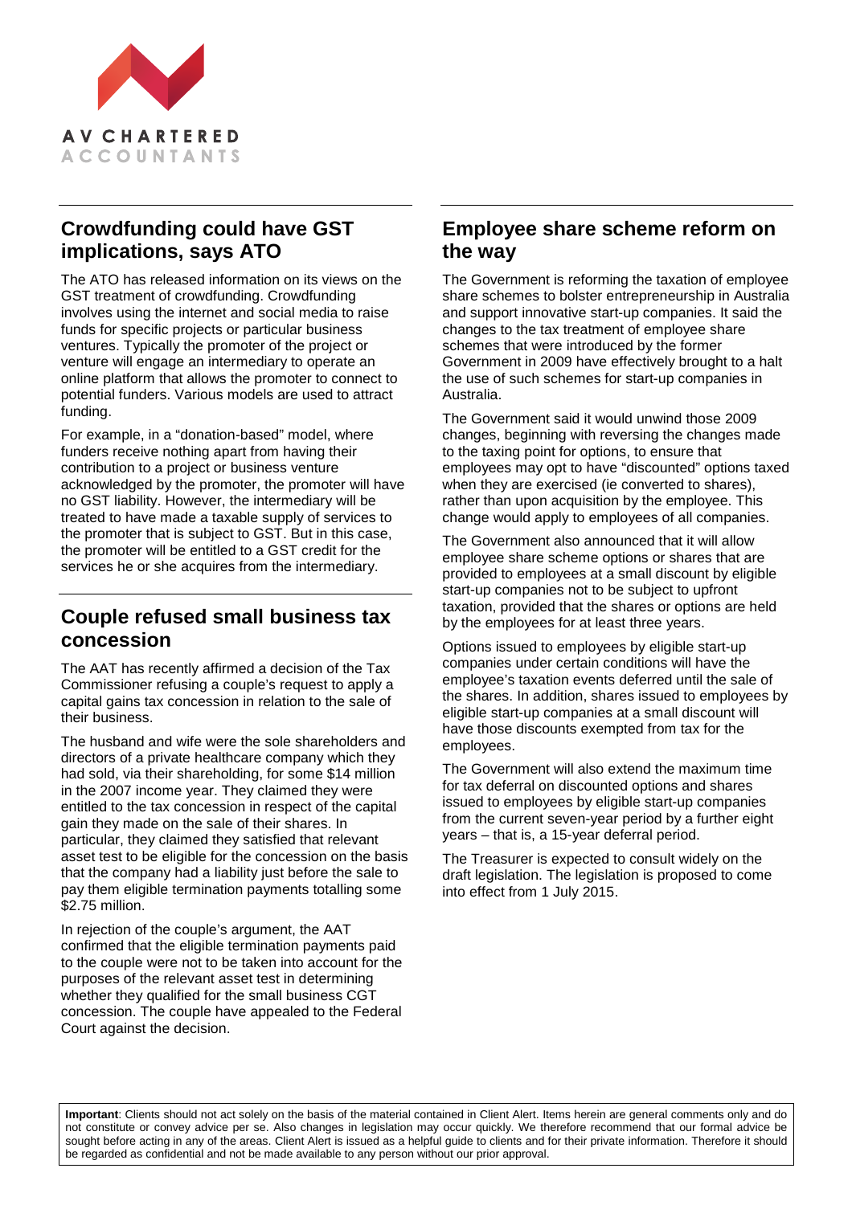AV CHARTERED ACCOUNTANTS

## Crowdfunding could have GST implications, says ATO

The ATO has released information on its views on the GST treatment of crowdfunding. Crowdfunding involves using the internet and social media to raise funds for specific projects or particular business ventures. Typically the promoter of the project or venture will engage an intermediary to operate an online platform that allows the promoter to connect to potential funders. Various models are used to attract funding.

For example, in a "donation-based" model, where funders receive nothing apart from having their contribution to a project or business venture acknowledged by the promoter, the promoter will have no GST liability. However, the intermediary will be treated to have made a taxable supply of services to the promoter that is subject to GST. But in this case, the promoter will be entitled to a GST credit for the services he or she acquires from the intermediary.

## Couple refused small business tax concession

The AAT has recently affirmed a decision of the Tax Commissioner refusing a couple's request to apply a capital gains tax concession in relation to the sale of their business.

The husband and wife were the sole shareholders and directors of a private healthcare company which they had sold, via their shareholding, for some $14 million in the 2007 income year. They claimed they were entitled to the tax concession in respect of the capital gain they made on the sale of their shares. In particular, they claimed they satisfied that relevant asset test to be eligible for the concession on the basis that the company had a liability just before the sale to pay them eligible termination payments totalling some $2.75 million.

In rejection of the couple's argument, the AAT confirmed that the eligible termination payments paid to the couple were not to be taken into account for the purposes of the relevant asset test in determining whether they qualified for the small business CGT concession. The couple have appealed to the Federal Court against the decision.

## Employee share scheme reform on the way

The Government is reforming the taxation of employee share schemes to bolster entrepreneurship in Australia and support innovative start-up companies. It said the changes to the tax treatment of employee share schemes that were introduced by the former Government in 2009 have effectively brought to a halt the use of such schemes for start-up companies in Australia.

The Government said it would unwind those 2009 changes, beginning with reversing the changes made to the taxing point for options, to ensure that employees may opt to have "discounted" options taxed when they are exercised (ie converted to shares), rather than upon acquisition by the employee. This change would apply to employees of all companies.

The Government also announced that it will allow employee share scheme options or shares that are provided to employees at a small discount by eligible start-up companies not to be subject to upfront taxation, provided that the shares or options are held by the employees for at least three years.

Options issued to employees by eligible start-up companies under certain conditions will have the employee's taxation events deferred until the sale of the shares. In addition, shares issued to employees by eligible start-up companies at a small discount will have those discounts exempted from tax for the employees.

The Government will also extend the maximum time for tax deferral on discounted options and shares issued to employees by eligible start-up companies from the current seven-year period by a further eight years – that is, a 15-year deferral period.

The Treasurer is expected to consult widely on the draft legislation. The legislation is proposed to come into effect from 1 July 2015.

**Important**: Clients should not act solely on the basis of the material contained in Client Alert. Items herein are general comments only and do not constitute or convey advice per se. Also changes in legislation may occur quickly. We therefore recommend that our formal advice be sought before acting in any of the areas. Client Alert is issued as a helpful guide to clients and for their private information. Therefore it should be regarded as confidential and not be made available to any person without our prior approval.